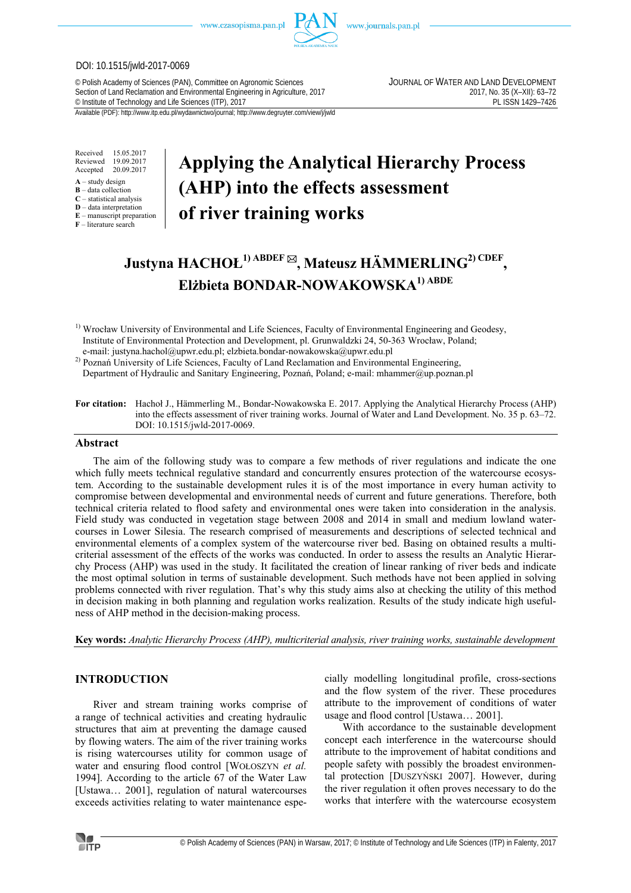DOI: 10.1515/jwld-2017-0069

© Polish Academy of Sciences (PAN), Committee on Agronomic Sciences
Section of Land Reclamation and Environmental Engineering in Agriculture, 2017
© Institute of Technology and Life Sciences (ITP), 2017

JOURNAL OF WATER AND LAND DEVELOPMENT
2017, No. 35 (X–XII): 63–72
PL ISSN 1429–7426

Available (PDF): http://www.itp.edu.pl/wydawnictwo/journal; http://www.degruyter.com/view/j/jwld

Received 15.05.2017
Reviewed 19.09.2017
Accepted 20.09.2017

**A** – study design
**B** – data collection
**C** – statistical analysis
**D** – data interpretation
**E** – manuscript preparation
**F** – literature search

# Applying the Analytical Hierarchy Process (AHP) into the effects assessment of river training works

**Justyna HACHOŁ [1) ABDEF] ✉, Mateusz HÄMMERLING [2) CDEF], Elżbieta BONDAR-NOWAKOWSKA [1) ABDE]**

[1)] Wrocław University of Environmental and Life Sciences, Faculty of Environmental Engineering and Geodesy, Institute of Environmental Protection and Development, pl. Grunwaldzki 24, 50-363 Wrocław, Poland; e-mail: justyna.hachol@upwr.edu.pl; elzbieta.bondar-nowakowska@upwr.edu.pl

[2)] Poznań University of Life Sciences, Faculty of Land Reclamation and Environmental Engineering, Department of Hydraulic and Sanitary Engineering, Poznań, Poland; e-mail: mhammer@up.poznan.pl

**For citation:** Hachoł J., Hämmerling M., Bondar-Nowakowska E. 2017. Applying the Analytical Hierarchy Process (AHP) into the effects assessment of river training works. Journal of Water and Land Development. No. 35 p. 63–72. DOI: 10.1515/jwld-2017-0069.

## Abstract

The aim of the following study was to compare a few methods of river regulations and indicate the one which fully meets technical regulative standard and concurrently ensures protection of the watercourse ecosystem. According to the sustainable development rules it is of the most importance in every human activity to compromise between developmental and environmental needs of current and future generations. Therefore, both technical criteria related to flood safety and environmental ones were taken into consideration in the analysis. Field study was conducted in vegetation stage between 2008 and 2014 in small and medium lowland watercourses in Lower Silesia. The research comprised of measurements and descriptions of selected technical and environmental elements of a complex system of the watercourse river bed. Basing on obtained results a multicriterial assessment of the effects of the works was conducted. In order to assess the results an Analytic Hierarchy Process (AHP) was used in the study. It facilitated the creation of linear ranking of river beds and indicate the most optimal solution in terms of sustainable development. Such methods have not been applied in solving problems connected with river regulation. That's why this study aims also at checking the utility of this method in decision making in both planning and regulation works realization. Results of the study indicate high usefulness of AHP method in the decision-making process.

**Key words:** *Analytic Hierarchy Process (AHP), multicriterial analysis, river training works, sustainable development*

## INTRODUCTION

River and stream training works comprise of a range of technical activities and creating hydraulic structures that aim at preventing the damage caused by flowing waters. The aim of the river training works is rising watercourses utility for common usage of water and ensuring flood control [WOŁOSZYN *et al.* 1994]. According to the article 67 of the Water Law [Ustawa… 2001], regulation of natural watercourses exceeds activities relating to water maintenance especially modelling longitudinal profile, cross-sections and the flow system of the river. These procedures attribute to the improvement of conditions of water usage and flood control [Ustawa… 2001].

With accordance to the sustainable development concept each interference in the watercourse should attribute to the improvement of habitat conditions and people safety with possibly the broadest environmental protection [DUSZYŃSKI 2007]. However, during the river regulation it often proves necessary to do the works that interfere with the watercourse ecosystem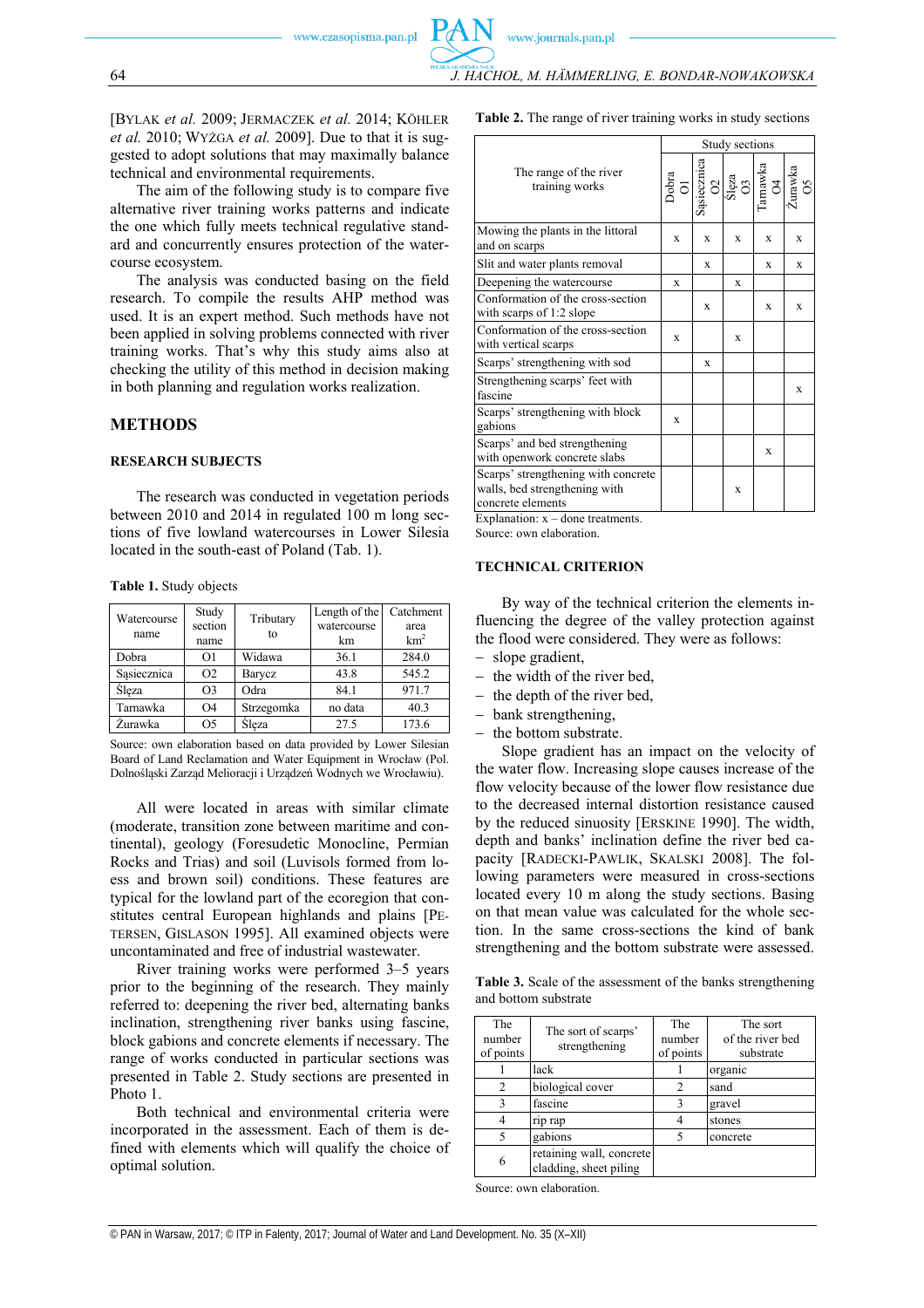[BYLAK *et al.* 2009; JERMACZEK *et al.* 2014; KÖHLER *et al.* 2010; WYŻGA *et al.* 2009]. Due to that it is suggested to adopt solutions that may maximally balance technical and environmental requirements.

The aim of the following study is to compare five alternative river training works patterns and indicate the one which fully meets technical regulative standard and concurrently ensures protection of the watercourse ecosystem.

The analysis was conducted basing on the field research. To compile the results AHP method was used. It is an expert method. Such methods have not been applied in solving problems connected with river training works. That's why this study aims also at checking the utility of this method in decision making in both planning and regulation works realization.

## METHODS

### RESEARCH SUBJECTS

The research was conducted in vegetation periods between 2010 and 2014 in regulated 100 m long sections of five lowland watercourses in Lower Silesia located in the south-east of Poland (Tab. 1).

**Table 1.** Study objects

| Watercourse name | Study section name | Tributary to | Length of the watercourse km | Catchment area km$^2$ |
|---|---|---|---|---|
| Dobra | O1 | Widawa | 36.1 | 284.0 |
| Sąsiecznica | O2 | Barycz | 43.8 | 545.2 |
| Ślęza | O3 | Odra | 84.1 | 971.7 |
| Tarnawka | O4 | Strzegomka | no data | 40.3 |
| Żurawka | O5 | Ślęza | 27.5 | 173.6 |

Source: own elaboration based on data provided by Lower Silesian Board of Land Reclamation and Water Equipment in Wrocław (Pol. Dolnośląski Zarząd Melioracji i Urządzeń Wodnych we Wrocławiu).

All were located in areas with similar climate (moderate, transition zone between maritime and continental), geology (Foresudetic Monocline, Permian Rocks and Trias) and soil (Luvisols formed from loess and brown soil) conditions. These features are typical for the lowland part of the ecoregion that constitutes central European highlands and plains [PETERSEN, GISLASON 1995]. All examined objects were uncontaminated and free of industrial wastewater.

River training works were performed 3–5 years prior to the beginning of the research. They mainly referred to: deepening the river bed, alternating banks inclination, strengthening river banks using fascine, block gabions and concrete elements if necessary. The range of works conducted in particular sections was presented in Table 2. Study sections are presented in Photo 1.

Both technical and environmental criteria were incorporated in the assessment. Each of them is defined with elements which will qualify the choice of optimal solution.

**Table 2.** The range of river training works in study sections

| The range of the river training works | Study sections | | | | |
|---|---|---|---|---|---|
| | Dobra O1 | Sąsiecznica O2 | Ślęza O3 | Tarnawka O4 | Żurawka O5 |
| Mowing the plants in the littoral and on scarps | x | x | x | x | x |
| Slit and water plants removal | | x | | x | x |
| Deepening the watercourse | x | | x | | |
| Conformation of the cross-section with scarps of 1:2 slope | | x | | x | x |
| Conformation of the cross-section with vertical scarps | x | | x | | |
| Scarps' strengthening with sod | | x | | | |
| Strengthening scarps' feet with fascine | | | | | x |
| Scarps' strengthening with block gabions | x | | | | |
| Scarps' and bed strengthening with openwork concrete slabs | | | | x | |
| Scarps' strengthening with concrete walls, bed strengthening with concrete elements | | | x | | |

Explanation: x – done treatments.
Source: own elaboration.

### TECHNICAL CRITERION

By way of the technical criterion the elements influencing the degree of the valley protection against the flood were considered. They were as follows:

- slope gradient,
- the width of the river bed,
- the depth of the river bed,
- bank strengthening,
- the bottom substrate.

Slope gradient has an impact on the velocity of the water flow. Increasing slope causes increase of the flow velocity because of the lower flow resistance due to the decreased internal distortion resistance caused by the reduced sinuosity [ERSKINE 1990]. The width, depth and banks' inclination define the river bed capacity [RADECKI-PAWLIK, SKALSKI 2008]. The following parameters were measured in cross-sections located every 10 m along the study sections. Basing on that mean value was calculated for the whole section. In the same cross-sections the kind of bank strengthening and the bottom substrate were assessed.

**Table 3.** Scale of the assessment of the banks strengthening and bottom substrate

| The number of points | The sort of scarps' strengthening | The number of points | The sort of the river bed substrate |
|---|---|---|---|
| 1 | lack | 1 | organic |
| 2 | biological cover | 2 | sand |
| 3 | fascine | 3 | gravel |
| 4 | rip rap | 4 | stones |
| 5 | gabions | 5 | concrete |
| 6 | retaining wall, concrete cladding, sheet piling | | |

Source: own elaboration.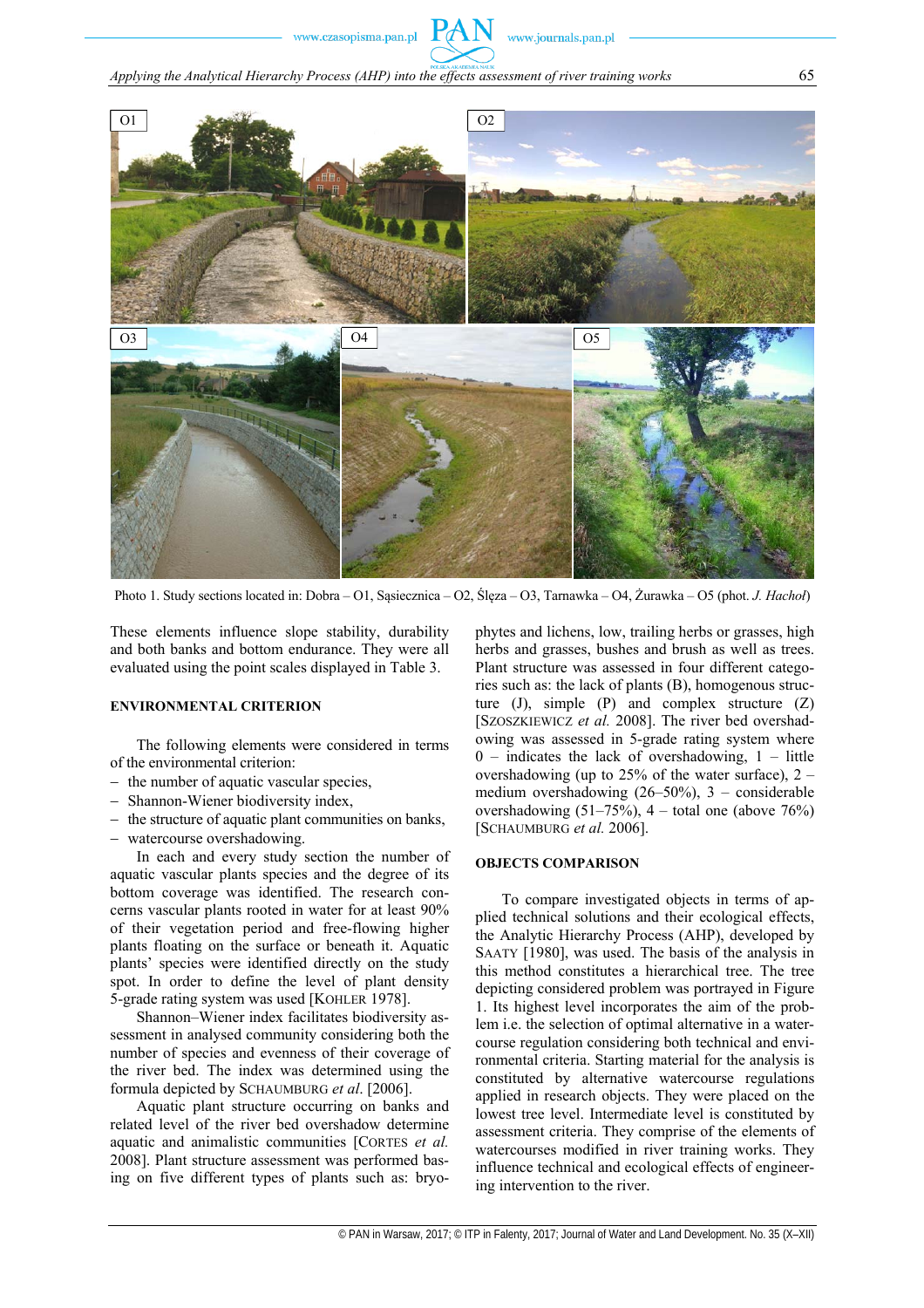Photo 1. Study sections located in: Dobra – O1, Sąsiecznica – O2, Ślęza – O3, Tarnawka – O4, Żurawka – O5 (phot. *J. Hachoł*)

These elements influence slope stability, durability and both banks and bottom endurance. They were all evaluated using the point scales displayed in Table 3.

## ENVIRONMENTAL CRITERION

The following elements were considered in terms of the environmental criterion:

- the number of aquatic vascular species,
- Shannon-Wiener biodiversity index,
- the structure of aquatic plant communities on banks,
- watercourse overshadowing.

In each and every study section the number of aquatic vascular plants species and the degree of its bottom coverage was identified. The research concerns vascular plants rooted in water for at least 90% of their vegetation period and free-flowing higher plants floating on the surface or beneath it. Aquatic plants' species were identified directly on the study spot. In order to define the level of plant density 5-grade rating system was used [KOHLER 1978].

Shannon–Wiener index facilitates biodiversity assessment in analysed community considering both the number of species and evenness of their coverage of the river bed. The index was determined using the formula depicted by SCHAUMBURG *et al*. [2006].

Aquatic plant structure occurring on banks and related level of the river bed overshadow determine aquatic and animalistic communities [CORTES *et al.* 2008]. Plant structure assessment was performed basing on five different types of plants such as: bryophytes and lichens, low, trailing herbs or grasses, high herbs and grasses, bushes and brush as well as trees. Plant structure was assessed in four different categories such as: the lack of plants (B), homogenous structure (J), simple (P) and complex structure (Z) [SZOSZKIEWICZ *et al.* 2008]. The river bed overshadowing was assessed in 5-grade rating system where 0 – indicates the lack of overshadowing, 1 – little overshadowing (up to 25% of the water surface), 2 – medium overshadowing (26–50%), 3 – considerable overshadowing (51–75%), 4 – total one (above 76%) [SCHAUMBURG *et al.* 2006].

## OBJECTS COMPARISON

To compare investigated objects in terms of applied technical solutions and their ecological effects, the Analytic Hierarchy Process (AHP), developed by SAATY [1980], was used. The basis of the analysis in this method constitutes a hierarchical tree. The tree depicting considered problem was portrayed in Figure 1. Its highest level incorporates the aim of the problem i.e. the selection of optimal alternative in a watercourse regulation considering both technical and environmental criteria. Starting material for the analysis is constituted by alternative watercourse regulations applied in research objects. They were placed on the lowest tree level. Intermediate level is constituted by assessment criteria. They comprise of the elements of watercourses modified in river training works. They influence technical and ecological effects of engineering intervention to the river.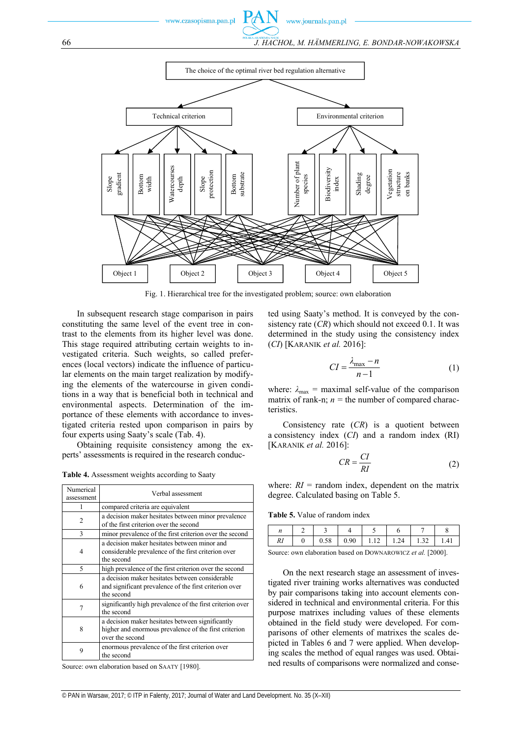Fig. 1. Hierarchical tree for the investigated problem; source: own elaboration

In subsequent research stage comparison in pairs constituting the same level of the event tree in contrast to the elements from its higher level was done. This stage required attributing certain weights to investigated criteria. Such weights, so called preferences (local vectors) indicate the influence of particular elements on the main target realization by modifying the elements of the watercourse in given conditions in a way that is beneficial both in technical and environmental aspects. Determination of the importance of these elements with accordance to investigated criteria rested upon comparison in pairs by four experts using Saaty's scale (Tab. 4).

Obtaining requisite consistency among the experts' assessments is required in the research conducted using Saaty's method. It is conveyed by the consistency rate ($CR$) which should not exceed 0.1. It was determined in the study using the consistency index ($CI$) [KARANIK *et al.* 2016]:

$$CI = \frac{\lambda_{\max} - n}{n - 1} \tag{1}$$

where: $\lambda_{\max}$ = maximal self-value of the comparison matrix of rank-n; $n$ = the number of compared characteristics.

Consistency rate ($CR$) is a quotient between a consistency index ($CI$) and a random index (RI) [KARANIK *et al.* 2016]:

$$CR = \frac{CI}{RI} \tag{2}$$

where: $RI$ = random index, dependent on the matrix degree. Calculated basing on Table 5.

**Table 4.** Assessment weights according to Saaty

| Numerical assessment | Verbal assessment |
|---|---|
| 1 | compared criteria are equivalent |
| 2 | a decision maker hesitates between minor prevalence of the first criterion over the second |
| 3 | minor prevalence of the first criterion over the second |
| 4 | a decision maker hesitates between minor and considerable prevalence of the first criterion over the second |
| 5 | high prevalence of the first criterion over the second |
| 6 | a decision maker hesitates between considerable and significant prevalence of the first criterion over the second |
| 7 | significantly high prevalence of the first criterion over the second |
| 8 | a decision maker hesitates between significantly higher and enormous prevalence of the first criterion over the second |
| 9 | enormous prevalence of the first criterion over the second |

Source: own elaboration based on SAATY [1980].

**Table 5.** Value of random index

| $n$ | 2 | 3 | 4 | 5 | 6 | 7 | 8 |
|---|---|---|---|---|---|---|---|
| $RI$ | 0 | 0.58 | 0.90 | 1.12 | 1.24 | 1.32 | 1.41 |

Source: own elaboration based on DOWNAROWICZ *et al.* [2000].

On the next research stage an assessment of investigated river training works alternatives was conducted by pair comparisons taking into account elements considered in technical and environmental criteria. For this purpose matrixes including values of these elements obtained in the field study were developed. For comparisons of other elements of matrixes the scales depicted in Tables 6 and 7 were applied. When developing scales the method of equal ranges was used. Obtained results of comparisons were normalized and conse-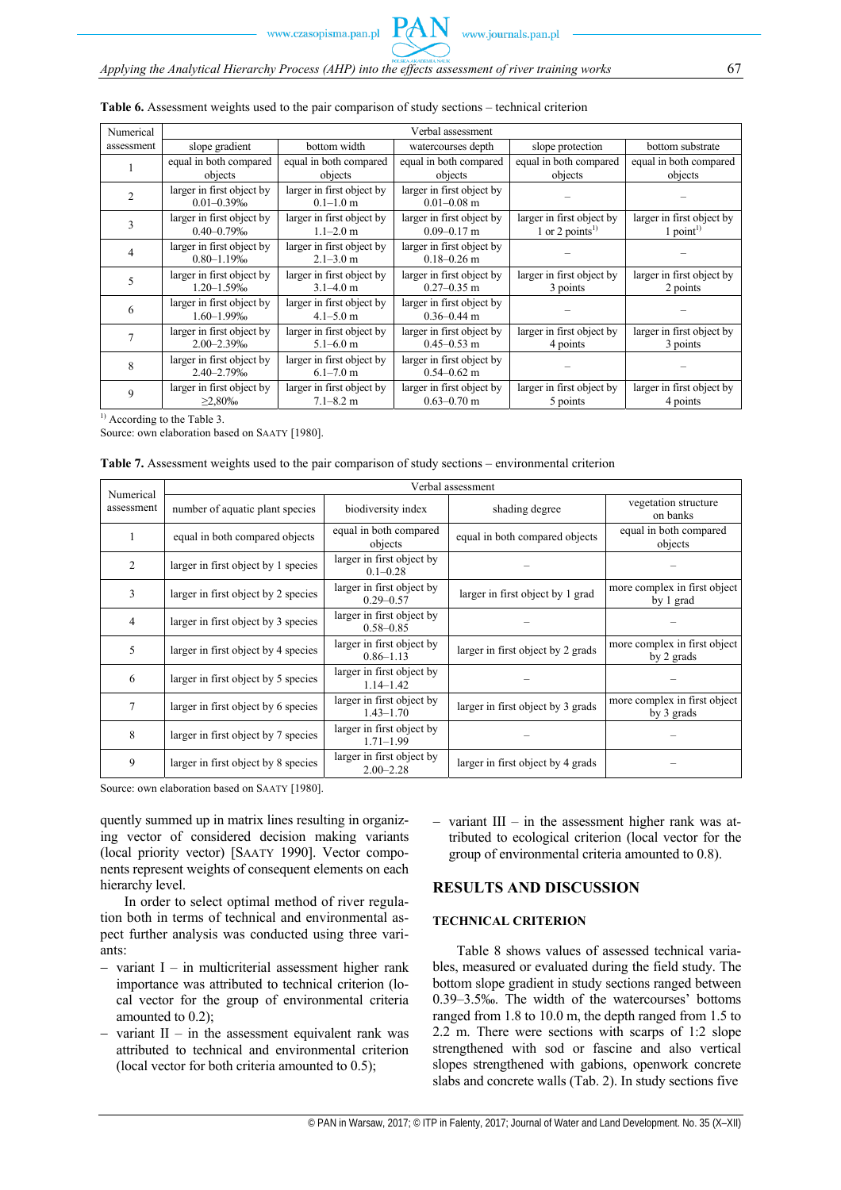**Table 6.** Assessment weights used to the pair comparison of study sections – technical criterion

| Numerical assessment | Verbal assessment | | | | |
|---|---|---|---|---|---|
| | slope gradient | bottom width | watercourses depth | slope protection | bottom substrate |
| 1 | equal in both compared objects | equal in both compared objects | equal in both compared objects | equal in both compared objects | equal in both compared objects |
| 2 | larger in first object by 0.01–0.39‰ | larger in first object by 0.1–1.0 m | larger in first object by 0.01–0.08 m | – | – |
| 3 | larger in first object by 0.40–0.79‰ | larger in first object by 1.1–2.0 m | larger in first object by 0.09–0.17 m | larger in first object by 1 or 2 points[1)] | larger in first object by 1 point[1)] |
| 4 | larger in first object by 0.80–1.19‰ | larger in first object by 2.1–3.0 m | larger in first object by 0.18–0.26 m | – | – |
| 5 | larger in first object by 1.20–1.59‰ | larger in first object by 3.1–4.0 m | larger in first object by 0.27–0.35 m | larger in first object by 3 points | larger in first object by 2 points |
| 6 | larger in first object by 1.60–1.99‰ | larger in first object by 4.1–5.0 m | larger in first object by 0.36–0.44 m | – | – |
| 7 | larger in first object by 2.00–2.39‰ | larger in first object by 5.1–6.0 m | larger in first object by 0.45–0.53 m | larger in first object by 4 points | larger in first object by 3 points |
| 8 | larger in first object by 2.40–2.79‰ | larger in first object by 6.1–7.0 m | larger in first object by 0.54–0.62 m | – | – |
| 9 | larger in first object by ≥2,80‰ | larger in first object by 7.1–8.2 m | larger in first object by 0.63–0.70 m | larger in first object by 5 points | larger in first object by 4 points |

[1)] According to the Table 3.
Source: own elaboration based on SAATY [1980].

**Table 7.** Assessment weights used to the pair comparison of study sections – environmental criterion

| Numerical assessment | Verbal assessment | | | |
|---|---|---|---|---|
| | number of aquatic plant species | biodiversity index | shading degree | vegetation structure on banks |
| 1 | equal in both compared objects | equal in both compared objects | equal in both compared objects | equal in both compared objects |
| 2 | larger in first object by 1 species | larger in first object by 0.1–0.28 | – | – |
| 3 | larger in first object by 2 species | larger in first object by 0.29–0.57 | larger in first object by 1 grad | more complex in first object by 1 grad |
| 4 | larger in first object by 3 species | larger in first object by 0.58–0.85 | – | – |
| 5 | larger in first object by 4 species | larger in first object by 0.86–1.13 | larger in first object by 2 grads | more complex in first object by 2 grads |
| 6 | larger in first object by 5 species | larger in first object by 1.14–1.42 | – | – |
| 7 | larger in first object by 6 species | larger in first object by 1.43–1.70 | larger in first object by 3 grads | more complex in first object by 3 grads |
| 8 | larger in first object by 7 species | larger in first object by 1.71–1.99 | – | – |
| 9 | larger in first object by 8 species | larger in first object by 2.00–2.28 | larger in first object by 4 grads | – |

Source: own elaboration based on SAATY [1980].

quently summed up in matrix lines resulting in organizing vector of considered decision making variants (local priority vector) [SAATY 1990]. Vector components represent weights of consequent elements on each hierarchy level.

In order to select optimal method of river regulation both in terms of technical and environmental aspect further analysis was conducted using three variants:

- variant I – in multicriterial assessment higher rank importance was attributed to technical criterion (local vector for the group of environmental criteria amounted to 0.2);
- variant II – in the assessment equivalent rank was attributed to technical and environmental criterion (local vector for both criteria amounted to 0.5);
- variant III – in the assessment higher rank was attributed to ecological criterion (local vector for the group of environmental criteria amounted to 0.8).

## RESULTS AND DISCUSSION

### TECHNICAL CRITERION

Table 8 shows values of assessed technical variables, measured or evaluated during the field study. The bottom slope gradient in study sections ranged between 0.39–3.5‰. The width of the watercourses' bottoms ranged from 1.8 to 10.0 m, the depth ranged from 1.5 to 2.2 m. There were sections with scarps of 1:2 slope strengthened with sod or fascine and also vertical slopes strengthened with gabions, openwork concrete slabs and concrete walls (Tab. 2). In study sections five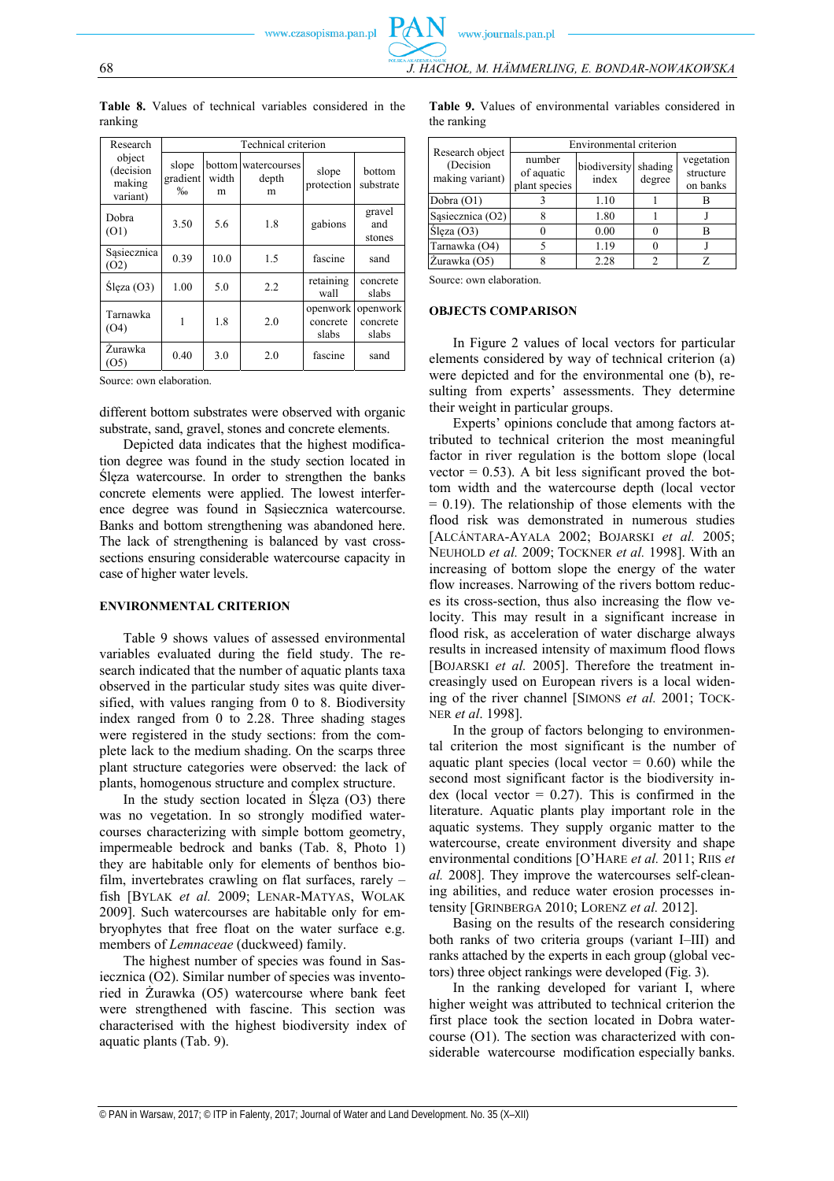**Table 8.** Values of technical variables considered in the ranking

| Research object (decision making variant) | Technical criterion | | | | |
|---|---|---|---|---|---|
| | slope gradient ‰ | bottom width m | watercourses depth m | slope protection | bottom substrate |
| Dobra (O1) | 3.50 | 5.6 | 1.8 | gabions | gravel and stones |
| Sąsiecznica (O2) | 0.39 | 10.0 | 1.5 | fascine | sand |
| Ślęza (O3) | 1.00 | 5.0 | 2.2 | retaining wall | concrete slabs |
| Tarnawka (O4) | 1 | 1.8 | 2.0 | openwork concrete slabs | openwork concrete slabs |
| Żurawka (O5) | 0.40 | 3.0 | 2.0 | fascine | sand |

Source: own elaboration.

different bottom substrates were observed with organic substrate, sand, gravel, stones and concrete elements.

Depicted data indicates that the highest modification degree was found in the study section located in Ślęza watercourse. In order to strengthen the banks concrete elements were applied. The lowest interference degree was found in Sąsiecznica watercourse. Banks and bottom strengthening was abandoned here. The lack of strengthening is balanced by vast cross-sections ensuring considerable watercourse capacity in case of higher water levels.

## ENVIRONMENTAL CRITERION

Table 9 shows values of assessed environmental variables evaluated during the field study. The research indicated that the number of aquatic plants taxa observed in the particular study sites was quite diversified, with values ranging from 0 to 8. Biodiversity index ranged from 0 to 2.28. Three shading stages were registered in the study sections: from the complete lack to the medium shading. On the scarps three plant structure categories were observed: the lack of plants, homogenous structure and complex structure.

In the study section located in Ślęza (O3) there was no vegetation. In so strongly modified watercourses characterizing with simple bottom geometry, impermeable bedrock and banks (Tab. 8, Photo 1) they are habitable only for elements of benthos biofilm, invertebrates crawling on flat surfaces, rarely – fish [BYLAK *et al.* 2009; LENAR-MATYAS, WOLAK 2009]. Such watercourses are habitable only for embryophytes that free float on the water surface e.g. members of *Lemnaceae* (duckweed) family.

The highest number of species was found in Sasiecznica (O2). Similar number of species was inventoried in Żurawka (O5) watercourse where bank feet were strengthened with fascine. This section was characterised with the highest biodiversity index of aquatic plants (Tab. 9).

**Table 9.** Values of environmental variables considered in the ranking

| Research object (Decision making variant) | Environmental criterion | | | |
|---|---|---|---|---|
| | number of aquatic plant species | biodiversity index | shading degree | vegetation structure on banks |
| Dobra (O1) | 3 | 1.10 | 1 | B |
| Sąsiecznica (O2) | 8 | 1.80 | 1 | J |
| Ślęza (O3) | 0 | 0.00 | 0 | B |
| Tarnawka (O4) | 5 | 1.19 | 0 | J |
| Żurawka (O5) | 8 | 2.28 | 2 | Z |

Source: own elaboration.

## OBJECTS COMPARISON

In Figure 2 values of local vectors for particular elements considered by way of technical criterion (a) were depicted and for the environmental one (b), resulting from experts' assessments. They determine their weight in particular groups.

Experts' opinions conclude that among factors attributed to technical criterion the most meaningful factor in river regulation is the bottom slope (local vector = 0.53). A bit less significant proved the bottom width and the watercourse depth (local vector = 0.19). The relationship of those elements with the flood risk was demonstrated in numerous studies [ALCÁNTARA-AYALA 2002; BOJARSKI *et al.* 2005; NEUHOLD *et al.* 2009; TOCKNER *et al.* 1998]. With an increasing of bottom slope the energy of the water flow increases. Narrowing of the rivers bottom reduces its cross-section, thus also increasing the flow velocity. This may result in a significant increase in flood risk, as acceleration of water discharge always results in increased intensity of maximum flood flows [BOJARSKI *et al.* 2005]. Therefore the treatment increasingly used on European rivers is a local widening of the river channel [SIMONS *et al.* 2001; TOCKNER *et al*. 1998].

In the group of factors belonging to environmental criterion the most significant is the number of aquatic plant species (local vector = 0.60) while the second most significant factor is the biodiversity index (local vector = 0.27). This is confirmed in the literature. Aquatic plants play important role in the aquatic systems. They supply organic matter to the watercourse, create environment diversity and shape environmental conditions [O'HARE *et al.* 2011; RIIS *et al.* 2008]. They improve the watercourses self-cleaning abilities, and reduce water erosion processes intensity [GRINBERGA 2010; LORENZ *et al.* 2012].

Basing on the results of the research considering both ranks of two criteria groups (variant I–III) and ranks attached by the experts in each group (global vectors) three object rankings were developed (Fig. 3).

In the ranking developed for variant I, where higher weight was attributed to technical criterion the first place took the section located in Dobra watercourse (O1). The section was characterized with considerable watercourse modification especially banks.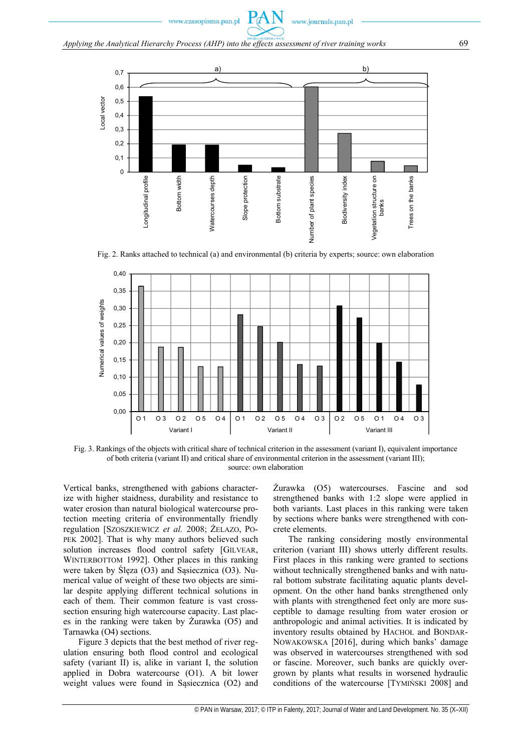Fig. 2. Ranks attached to technical (a) and environmental (b) criteria by experts; source: own elaboration

Fig. 3. Rankings of the objects with critical share of technical criterion in the assessment (variant I), equivalent importance of both criteria (variant II) and critical share of environmental criterion in the assessment (variant III); source: own elaboration

Vertical banks, strengthened with gabions characterize with higher staidness, durability and resistance to water erosion than natural biological watercourse protection meeting criteria of environmentally friendly regulation [SZOSZKIEWICZ *et al.* 2008; ŻELAZO, POPEK 2002]. That is why many authors believed such solution increases flood control safety [GILVEAR, WINTERBOTTOM 1992]. Other places in this ranking were taken by Ślęza (O3) and Sąsiecznica (O3). Numerical value of weight of these two objects are similar despite applying different technical solutions in each of them. Their common feature is vast cross-section ensuring high watercourse capacity. Last places in the ranking were taken by Żurawka (O5) and Tarnawka (O4) sections.

Figure 3 depicts that the best method of river regulation ensuring both flood control and ecological safety (variant II) is, alike in variant I, the solution applied in Dobra watercourse (O1). A bit lower weight values were found in Sąsiecznica (O2) and Żurawka (O5) watercourses. Fascine and sod strengthened banks with 1:2 slope were applied in both variants. Last places in this ranking were taken by sections where banks were strengthened with concrete elements.

The ranking considering mostly environmental criterion (variant III) shows utterly different results. First places in this ranking were granted to sections without technically strengthened banks and with natural bottom substrate facilitating aquatic plants development. On the other hand banks strengthened only with plants with strengthened feet only are more susceptible to damage resulting from water erosion or anthropologic and animal activities. It is indicated by inventory results obtained by HACHOŁ and BONDAR-NOWAKOWSKA [2016], during which banks' damage was observed in watercourses strengthened with sod or fascine. Moreover, such banks are quickly overgrown by plants what results in worsened hydraulic conditions of the watercourse [TYMIŃSKI 2008] and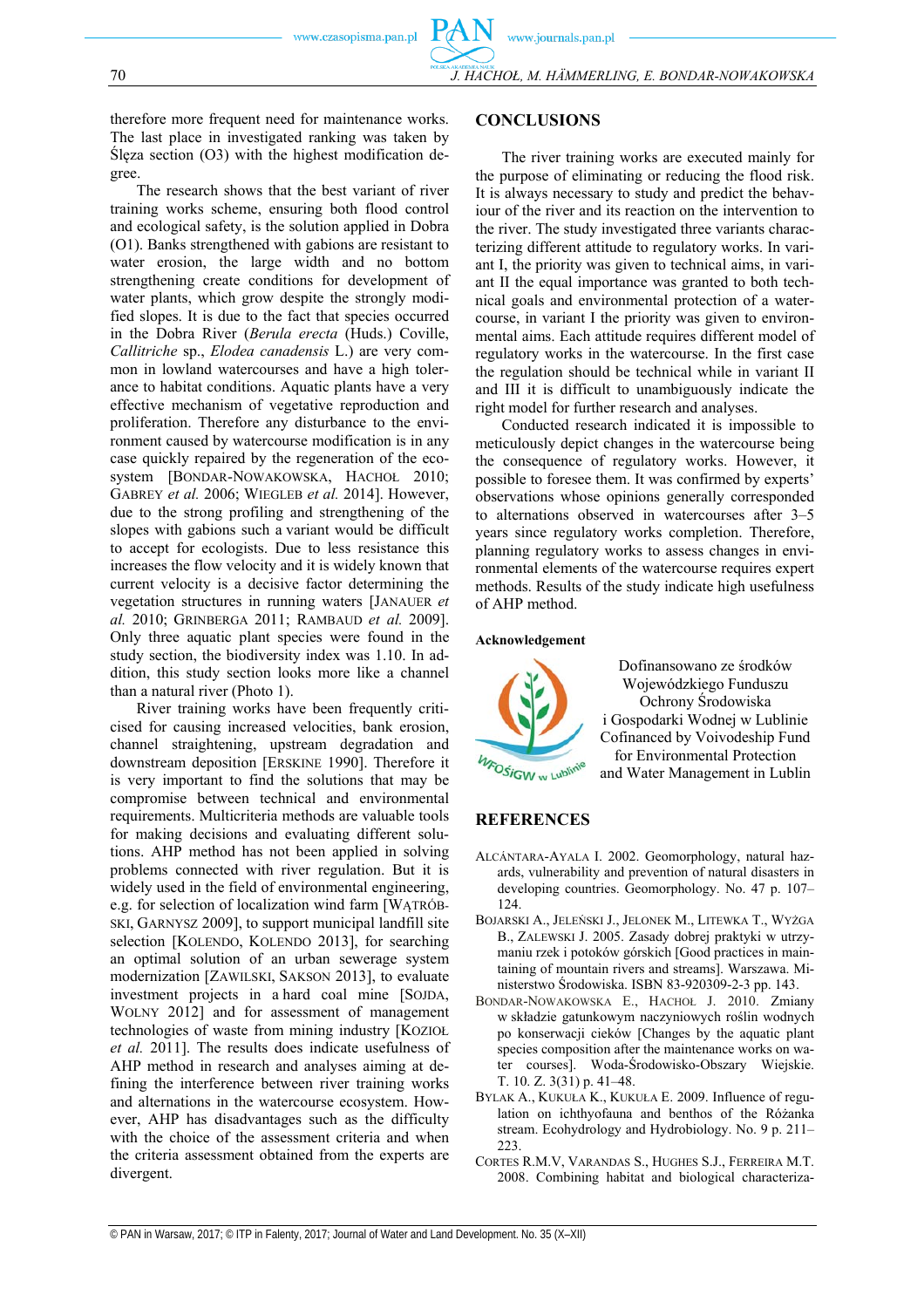therefore more frequent need for maintenance works. The last place in investigated ranking was taken by Ślęza section (O3) with the highest modification degree.

The research shows that the best variant of river training works scheme, ensuring both flood control and ecological safety, is the solution applied in Dobra (O1). Banks strengthened with gabions are resistant to water erosion, the large width and no bottom strengthening create conditions for development of water plants, which grow despite the strongly modified slopes. It is due to the fact that species occurred in the Dobra River (*Berula erecta* (Huds.) Coville, *Callitriche* sp., *Elodea canadensis* L.) are very common in lowland watercourses and have a high tolerance to habitat conditions. Aquatic plants have a very effective mechanism of vegetative reproduction and proliferation. Therefore any disturbance to the environment caused by watercourse modification is in any case quickly repaired by the regeneration of the ecosystem [BONDAR-NOWAKOWSKA, HACHOŁ 2010; GABREY *et al.* 2006; WIEGLEB *et al.* 2014]. However, due to the strong profiling and strengthening of the slopes with gabions such a variant would be difficult to accept for ecologists. Due to less resistance this increases the flow velocity and it is widely known that current velocity is a decisive factor determining the vegetation structures in running waters [JANAUER *et al.* 2010; GRINBERGA 2011; RAMBAUD *et al.* 2009]. Only three aquatic plant species were found in the study section, the biodiversity index was 1.10. In addition, this study section looks more like a channel than a natural river (Photo 1).

River training works have been frequently criticised for causing increased velocities, bank erosion, channel straightening, upstream degradation and downstream deposition [ERSKINE 1990]. Therefore it is very important to find the solutions that may be compromise between technical and environmental requirements. Multicriteria methods are valuable tools for making decisions and evaluating different solutions. AHP method has not been applied in solving problems connected with river regulation. But it is widely used in the field of environmental engineering, e.g. for selection of localization wind farm [WĄTRÓBSKI, GARNYSZ 2009], to support municipal landfill site selection [KOLENDO, KOLENDO 2013], for searching an optimal solution of an urban sewerage system modernization [ZAWILSKI, SAKSON 2013], to evaluate investment projects in a hard coal mine [SOJDA, WOLNY 2012] and for assessment of management technologies of waste from mining industry [KOZIOŁ *et al.* 2011]. The results does indicate usefulness of AHP method in research and analyses aiming at defining the interference between river training works and alternations in the watercourse ecosystem. However, AHP has disadvantages such as the difficulty with the choice of the assessment criteria and when the criteria assessment obtained from the experts are divergent.

## CONCLUSIONS

The river training works are executed mainly for the purpose of eliminating or reducing the flood risk. It is always necessary to study and predict the behaviour of the river and its reaction on the intervention to the river. The study investigated three variants characterizing different attitude to regulatory works. In variant I, the priority was given to technical aims, in variant II the equal importance was granted to both technical goals and environmental protection of a watercourse, in variant I the priority was given to environmental aims. Each attitude requires different model of regulatory works in the watercourse. In the first case the regulation should be technical while in variant II and III it is difficult to unambiguously indicate the right model for further research and analyses.

Conducted research indicated it is impossible to meticulously depict changes in the watercourse being the consequence of regulatory works. However, it possible to foresee them. It was confirmed by experts' observations whose opinions generally corresponded to alternations observed in watercourses after 3–5 years since regulatory works completion. Therefore, planning regulatory works to assess changes in environmental elements of the watercourse requires expert methods. Results of the study indicate high usefulness of AHP method.

### Acknowledgement

Dofinansowano ze środków Wojewódzkiego Funduszu Ochrony Środowiska i Gospodarki Wodnej w Lublinie
Cofinanced by Voivodeship Fund for Environmental Protection and Water Management in Lublin

## REFERENCES

ALCÁNTARA-AYALA I. 2002. Geomorphology, natural hazards, vulnerability and prevention of natural disasters in developing countries. Geomorphology. No. 47 p. 107–124.

BOJARSKI A., JELEŃSKI J., JELONEK M., LITEWKA T., WYŻGA B., ZALEWSKI J. 2005. Zasady dobrej praktyki w utrzymaniu rzek i potoków górskich [Good practices in maintaining of mountain rivers and streams]. Warszawa. Ministerstwo Środowiska. ISBN 83-920309-2-3 pp. 143.

BONDAR-NOWAKOWSKA E., HACHOŁ J. 2010. Zmiany w składzie gatunkowym naczyniowych roślin wodnych po konserwacji cieków [Changes by the aquatic plant species composition after the maintenance works on water courses]. Woda-Środowisko-Obszary Wiejskie. T. 10. Z. 3(31) p. 41–48.

BYLAK A., KUKUŁA K., KUKUŁA E. 2009. Influence of regulation on ichthyofauna and benthos of the Różanka stream. Ecohydrology and Hydrobiology. No. 9 p. 211–223.

CORTES R.M.V, VARANDAS S., HUGHES S.J., FERREIRA M.T. 2008. Combining habitat and biological characteriza-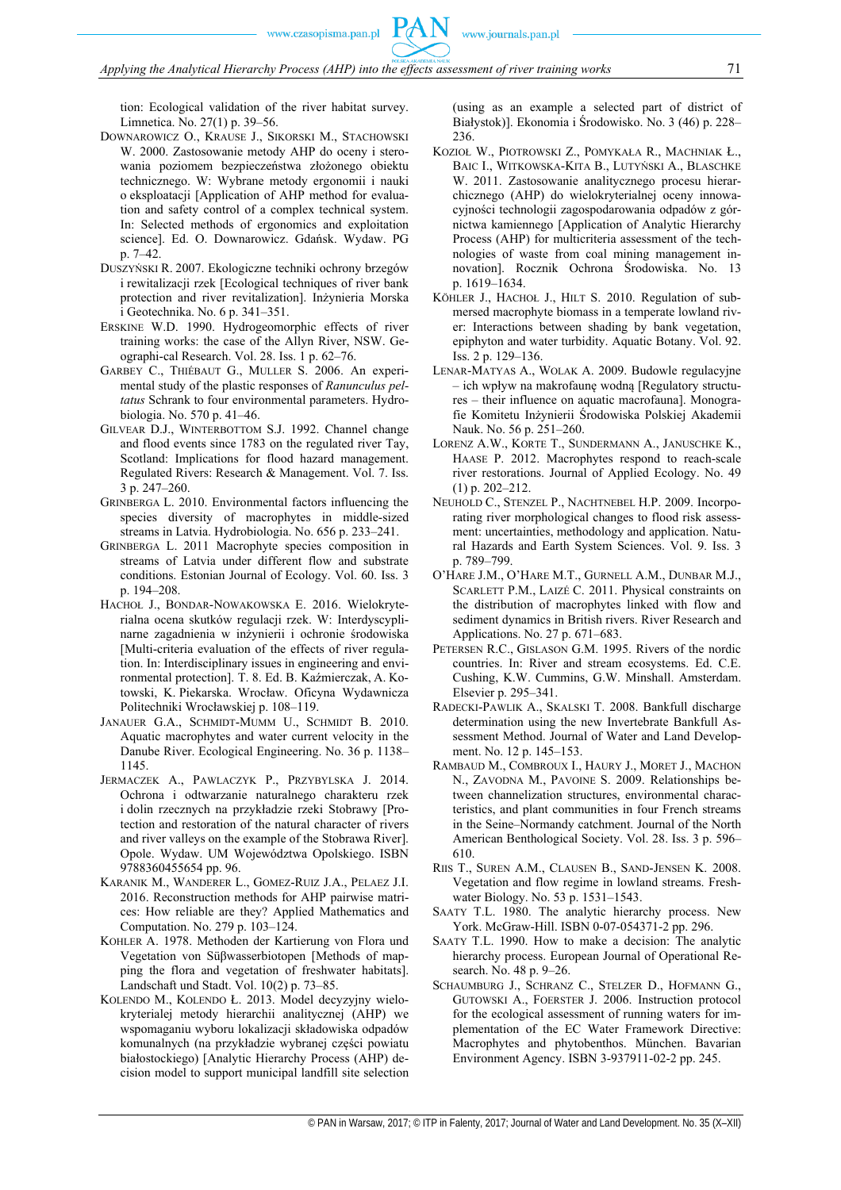tion: Ecological validation of the river habitat survey. Limnetica. No. 27(1) p. 39–56.

DOWNAROWICZ O., KRAUSE J., SIKORSKI M., STACHOWSKI W. 2000. Zastosowanie metody AHP do oceny i sterowania poziomem bezpieczeństwa złożonego obiektu technicznego. W: Wybrane metody ergonomii i nauki o eksploatacji [Application of AHP method for evaluation and safety control of a complex technical system. In: Selected methods of ergonomics and exploitation science]. Ed. O. Downarowicz. Gdańsk. Wydaw. PG p. 7–42.

DUSZYŃSKI R. 2007. Ekologiczne techniki ochrony brzegów i rewitalizacji rzek [Ecological techniques of river bank protection and river revitalization]. Inżynieria Morska i Geotechnika. No. 6 p. 341–351.

ERSKINE W.D. 1990. Hydrogeomorphic effects of river training works: the case of the Allyn River, NSW. Geographi-cal Research. Vol. 28. Iss. 1 p. 62–76.

GARBEY C., THIÉBAUT G., MULLER S. 2006. An experimental study of the plastic responses of *Ranunculus peltatus* Schrank to four environmental parameters. Hydrobiologia. No. 570 p. 41–46.

GILVEAR D.J., WINTERBOTTOM S.J. 1992. Channel change and flood events since 1783 on the regulated river Tay, Scotland: Implications for flood hazard management. Regulated Rivers: Research & Management. Vol. 7. Iss. 3 p. 247–260.

GRINBERGA L. 2010. Environmental factors influencing the species diversity of macrophytes in middle-sized streams in Latvia. Hydrobiologia. No. 656 p. 233–241.

GRINBERGA L. 2011 Macrophyte species composition in streams of Latvia under different flow and substrate conditions. Estonian Journal of Ecology. Vol. 60. Iss. 3 p. 194–208.

HACHOŁ J., BONDAR-NOWAKOWSKA E. 2016. Wielokryterialna ocena skutków regulacji rzek. W: Interdyscyplinarne zagadnienia w inżynierii i ochronie środowiska [Multi-criteria evaluation of the effects of river regulation. In: Interdisciplinary issues in engineering and environmental protection]. T. 8. Ed. B. Kaźmierczak, A. Kotowski, K. Piekarska. Oficyna Wydawnicza Politechniki Wrocławskiej p. 108–119.

JANAUER G.A., SCHMIDT-MUMM U., SCHMIDT B. 2010. Aquatic macrophytes and water current velocity in the Danube River. Ecological Engineering. No. 36 p. 1138–1145.

JERMACZEK A., PAWLACZYK P., PRZYBYLSKA J. 2014. Ochrona i odtwarzanie naturalnego charakteru rzek i dolin rzecznych na przykładzie rzeki Stobrawy [Protection and restoration of the natural character of rivers and river valleys on the example of the Stobrawa River]. Opole. Wydaw. UM Województwa Opolskiego. ISBN 9788360455654 pp. 96.

KARANIK M., WANDERER L., GOMEZ-RUIZ J.A., PELAEZ J.I. 2016. Reconstruction methods for AHP pairwise matrices: How reliable are they? Applied Mathematics and Computation. No. 279 p. 103–124.

KOHLER A. 1978. Methoden der Kartierung von Flora und Vegetation von Süßwasserbiotopen [Methods of mapping the flora and vegetation of freshwater habitats]. Landschaft und Stadt. Vol. 10(2) p. 73–85.

KOLENDO M., KOLENDO Ł. 2013. Model decyzyjny wielokryterialej metody hierarchii analitycznej (AHP) we wspomaganiu wyboru lokalizacji składowiska odpadów komunalnych (na przykładzie wybranej części powiatu białostockiego) [Analytic Hierarchy Process (AHP) decision model to support municipal landfill site selection (using as an example a selected part of district of Białystok)]. Ekonomia i Środowisko. No. 3 (46) p. 228–236.

KOZIOŁ W., PIOTROWSKI Z., POMYKAŁA R., MACHNIAK Ł., BAIC I., WITKOWSKA-KITA B., LUTYŃSKI A., BLASCHKE W. 2011. Zastosowanie analitycznego procesu hierarchicznego (AHP) do wielokryterialnej oceny innowacyjności technologii zagospodarowania odpadów z górnictwa kamiennego [Application of Analytic Hierarchy Process (AHP) for multicriteria assessment of the technologies of waste from coal mining management innovation]. Rocznik Ochrona Środowiska. No. 13 p. 1619–1634.

KÖHLER J., HACHOŁ J., HILT S. 2010. Regulation of submersed macrophyte biomass in a temperate lowland river: Interactions between shading by bank vegetation, epiphyton and water turbidity. Aquatic Botany. Vol. 92. Iss. 2 p. 129–136.

LENAR-MATYAS A., WOLAK A. 2009. Budowle regulacyjne – ich wpływ na makrofaunę wodną [Regulatory structures – their influence on aquatic macrofauna]. Monografie Komitetu Inżynierii Środowiska Polskiej Akademii Nauk. No. 56 p. 251–260.

LORENZ A.W., KORTE T., SUNDERMANN A., JANUSCHKE K., HAASE P. 2012. Macrophytes respond to reach-scale river restorations. Journal of Applied Ecology. No. 49 (1) p. 202–212.

NEUHOLD C., STENZEL P., NACHTNEBEL H.P. 2009. Incorporating river morphological changes to flood risk assessment: uncertainties, methodology and application. Natural Hazards and Earth System Sciences. Vol. 9. Iss. 3 p. 789–799.

O'HARE J.M., O'HARE M.T., GURNELL A.M., DUNBAR M.J., SCARLETT P.M., LAIZÉ C. 2011. Physical constraints on the distribution of macrophytes linked with flow and sediment dynamics in British rivers. River Research and Applications. No. 27 p. 671–683.

PETERSEN R.C., GISLASON G.M. 1995. Rivers of the nordic countries. In: River and stream ecosystems. Ed. C.E. Cushing, K.W. Cummins, G.W. Minshall. Amsterdam. Elsevier p. 295–341.

RADECKI-PAWLIK A., SKALSKI T. 2008. Bankfull discharge determination using the new Invertebrate Bankfull Assessment Method. Journal of Water and Land Development. No. 12 p. 145–153.

RAMBAUD M., COMBROUX I., HAURY J., MORET J., MACHON N., ZAVODNA M., PAVOINE S. 2009. Relationships between channelization structures, environmental characteristics, and plant communities in four French streams in the Seine–Normandy catchment. Journal of the North American Benthological Society. Vol. 28. Iss. 3 p. 596–610.

RIIS T., SUREN A.M., CLAUSEN B., SAND-JENSEN K. 2008. Vegetation and flow regime in lowland streams. Freshwater Biology. No. 53 p. 1531–1543.

SAATY T.L. 1980. The analytic hierarchy process. New York. McGraw-Hill. ISBN 0-07-054371-2 pp. 296.

SAATY T.L. 1990. How to make a decision: The analytic hierarchy process. European Journal of Operational Research. No. 48 p. 9–26.

SCHAUMBURG J., SCHRANZ C., STELZER D., HOFMANN G., GUTOWSKI A., FOERSTER J. 2006. Instruction protocol for the ecological assessment of running waters for implementation of the EC Water Framework Directive: Macrophytes and phytobenthos. München. Bavarian Environment Agency. ISBN 3-937911-02-2 pp. 245.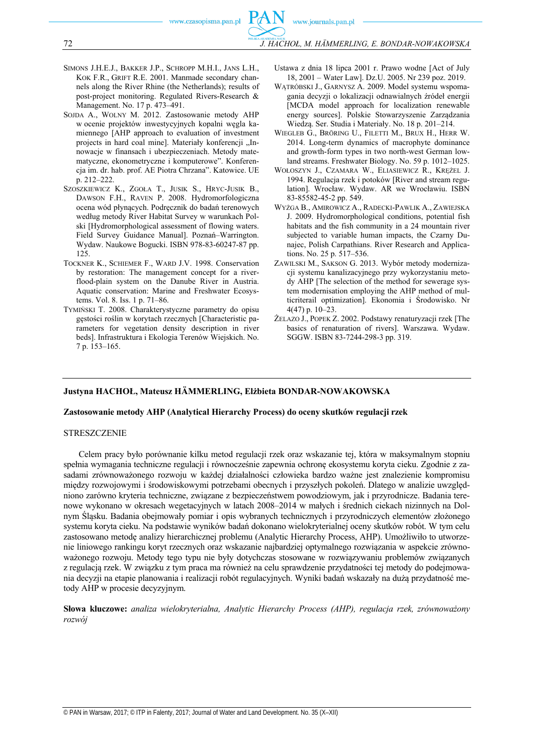SIMONS J.H.E.J., BAKKER J.P., SCHROPP M.H.I., JANS L.H., KOK F.R., GRIFT R.E. 2001. Manmade secondary channels along the River Rhine (the Netherlands); results of post-project monitoring. Regulated Rivers-Research & Management. No. 17 p. 473–491.

SOJDA A., WOLNY M. 2012. Zastosowanie metody AHP w ocenie projektów inwestycyjnych kopalni węgla kamiennego [AHP approach to evaluation of investment projects in hard coal mine]. Materiały konferencji „Innowacje w finansach i ubezpieczeniach. Metody matematyczne, ekonometryczne i komputerowe". Konferencja im. dr. hab. prof. AE Piotra Chrzana". Katowice. UE p. 212–222.

SZOSZKIEWICZ K., ZGOŁA T., JUSIK S., HRYC-JUSIK B., DAWSON F.H., RAVEN P. 2008. Hydromorfologiczna ocena wód płynących. Podręcznik do badań terenowych według metody River Habitat Survey w warunkach Polski [Hydromorphological assessment of flowing waters. Field Survey Guidance Manual]. Poznań–Warrington. Wydaw. Naukowe Bogucki. ISBN 978-83-60247-87 pp. 125.

TOCKNER K., SCHIEMER F., WARD J.V. 1998. Conservation by restoration: The management concept for a river-flood-plain system on the Danube River in Austria. Aquatic conservation: Marine and Freshwater Ecosystems. Vol. 8. Iss. 1 p. 71–86.

TYMIŃSKI T. 2008. Charakterystyczne parametry do opisu gęstości roślin w korytach rzecznych [Characteristic parameters for vegetation density description in river beds]. Infrastruktura i Ekologia Terenów Wiejskich. No. 7 p. 153–165.

Ustawa z dnia 18 lipca 2001 r. Prawo wodne [Act of July 18, 2001 – Water Law]. Dz.U. 2005. Nr 239 poz. 2019.

WĄTRÓBSKI J., GARNYSZ A. 2009. Model systemu wspomagania decyzji o lokalizacji odnawialnych źródeł energii [MCDA model approach for localization renewable energy sources]. Polskie Stowarzyszenie Zarządzania Wiedzą. Ser. Studia i Materiały. No. 18 p. 201–214.

WIEGLEB G., BRÖRING U., FILETTI M., BRUX H., HERR W. 2014. Long-term dynamics of macrophyte dominance and growth-form types in two north-west German lowland streams. Freshwater Biology. No. 59 p. 1012–1025.

WOŁOSZYN J., CZAMARA W., ELIASIEWICZ R., KRĘŻEL J. 1994. Regulacja rzek i potoków [River and stream regulation]. Wrocław. Wydaw. AR we Wrocławiu. ISBN 83-85582-45-2 pp. 549.

WYŻGA B., AMIROWICZ A., RADECKI-PAWLIK A., ZAWIEJSKA J. 2009. Hydromorphological conditions, potential fish habitats and the fish community in a 24 mountain river subjected to variable human impacts, the Czarny Dunajec, Polish Carpathians. River Research and Applications. No. 25 p. 517–536.

ZAWILSKI M., SAKSON G. 2013. Wybór metody modernizacji systemu kanalizacyjnego przy wykorzystaniu metody AHP [The selection of the method for sewerage system modernisation employing the AHP method of multicriterail optimization]. Ekonomia i Środowisko. Nr 4(47) p. 10–23.

ŻELAZO J., POPEK Z. 2002. Podstawy renaturyzacji rzek [The basics of renaturation of rivers]. Warszawa. Wydaw. SGGW. ISBN 83-7244-298-3 pp. 319.

---

**Justyna HACHOŁ, Mateusz HÄMMERLING, Elżbieta BONDAR-NOWAKOWSKA**

**Zastosowanie metody AHP (Analytical Hierarchy Process) do oceny skutków regulacji rzek**

STRESZCZENIE

Celem pracy było porównanie kilku metod regulacji rzek oraz wskazanie tej, która w maksymalnym stopniu spełnia wymagania techniczne regulacji i równocześnie zapewnia ochronę ekosystemu koryta cieku. Zgodnie z zasadami zrównoważonego rozwoju w każdej działalności człowieka bardzo ważne jest znalezienie kompromisu między rozwojowymi i środowiskowymi potrzebami obecnych i przyszłych pokoleń. Dlatego w analizie uwzględniono zarówno kryteria techniczne, związane z bezpieczeństwem powodziowym, jak i przyrodnicze. Badania terenowe wykonano w okresach wegetacyjnych w latach 2008–2014 w małych i średnich ciekach nizinnych na Dolnym Śląsku. Badania obejmowały pomiar i opis wybranych technicznych i przyrodniczych elementów złożonego systemu koryta cieku. Na podstawie wyników badań dokonano wielokryterialnej oceny skutków robót. W tym celu zastosowano metodę analizy hierarchicznej problemu (Analytic Hierarchy Process, AHP). Umożliwiło to utworzenie liniowego rankingu koryt rzecznych oraz wskazanie najbardziej optymalnego rozwiązania w aspekcie zrównoważonego rozwoju. Metody tego typu nie były dotychczas stosowane w rozwiązywaniu problemów związanych z regulacją rzek. W związku z tym praca ma również na celu sprawdzenie przydatności tej metody do podejmowania decyzji na etapie planowania i realizacji robót regulacyjnych. Wyniki badań wskazały na dużą przydatność metody AHP w procesie decyzyjnym.

**Słowa kluczowe:** *analiza wielokryterialna, Analytic Hierarchy Process (AHP), regulacja rzek, zrównoważony rozwój*